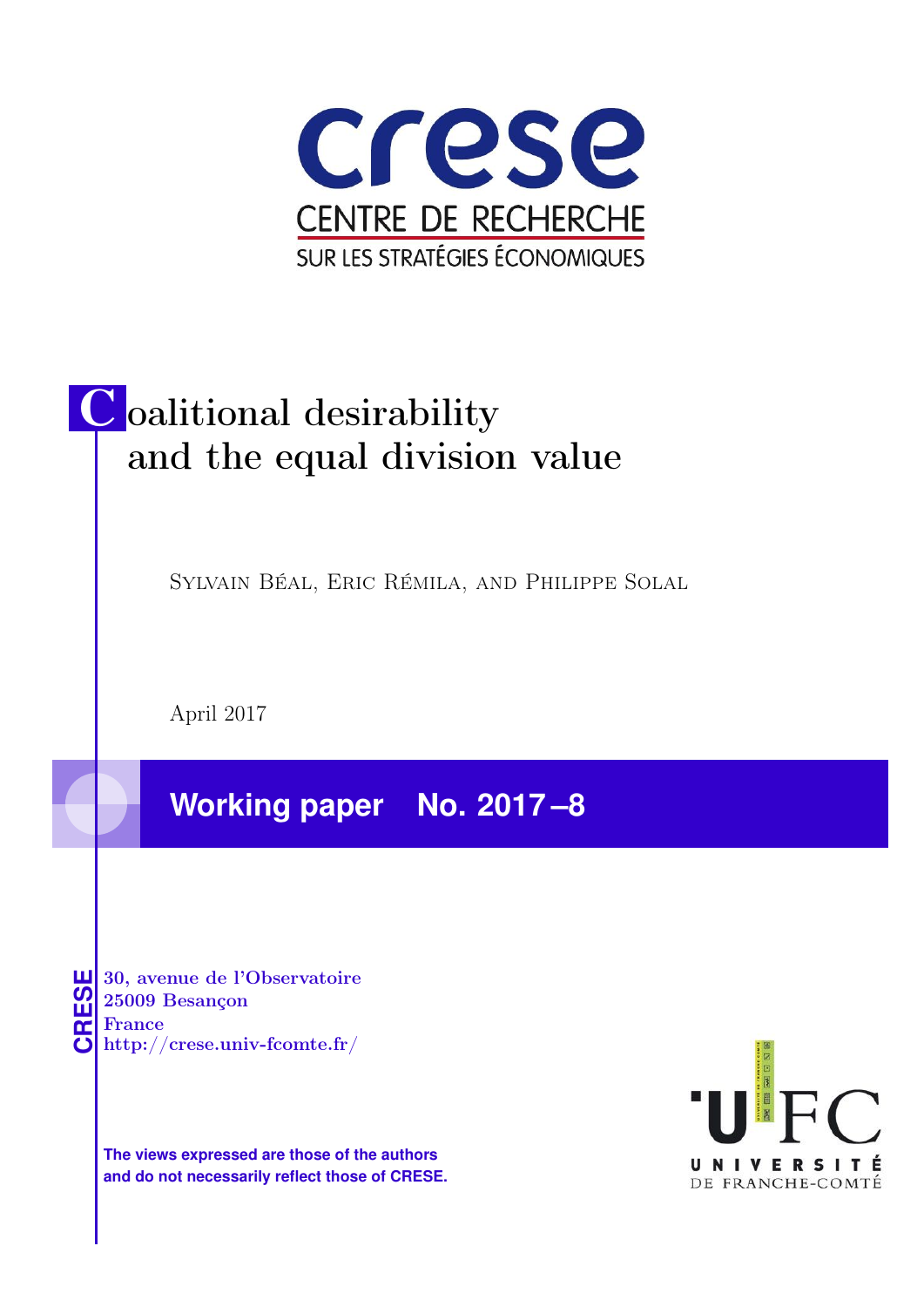crese

CENTRE DE RECHERCHE

SUR LES STRATÉGIES ÉCONOMIQUES

# Coalitional desirability and the equal division value

Sylvain Béal, Eric Rémila, and Philippe Solal

April 2017

**Working paper No. 2017 –8**

CRESE

30, avenue de l'Observatoire
25009 Besançon
France
http://crese.univ-fcomte.fr/

**The views expressed are those of the authors and do not necessarily reflect those of CRESE.**

UFC
UNIVERSITÉ DE FRANCHE-COMTÉ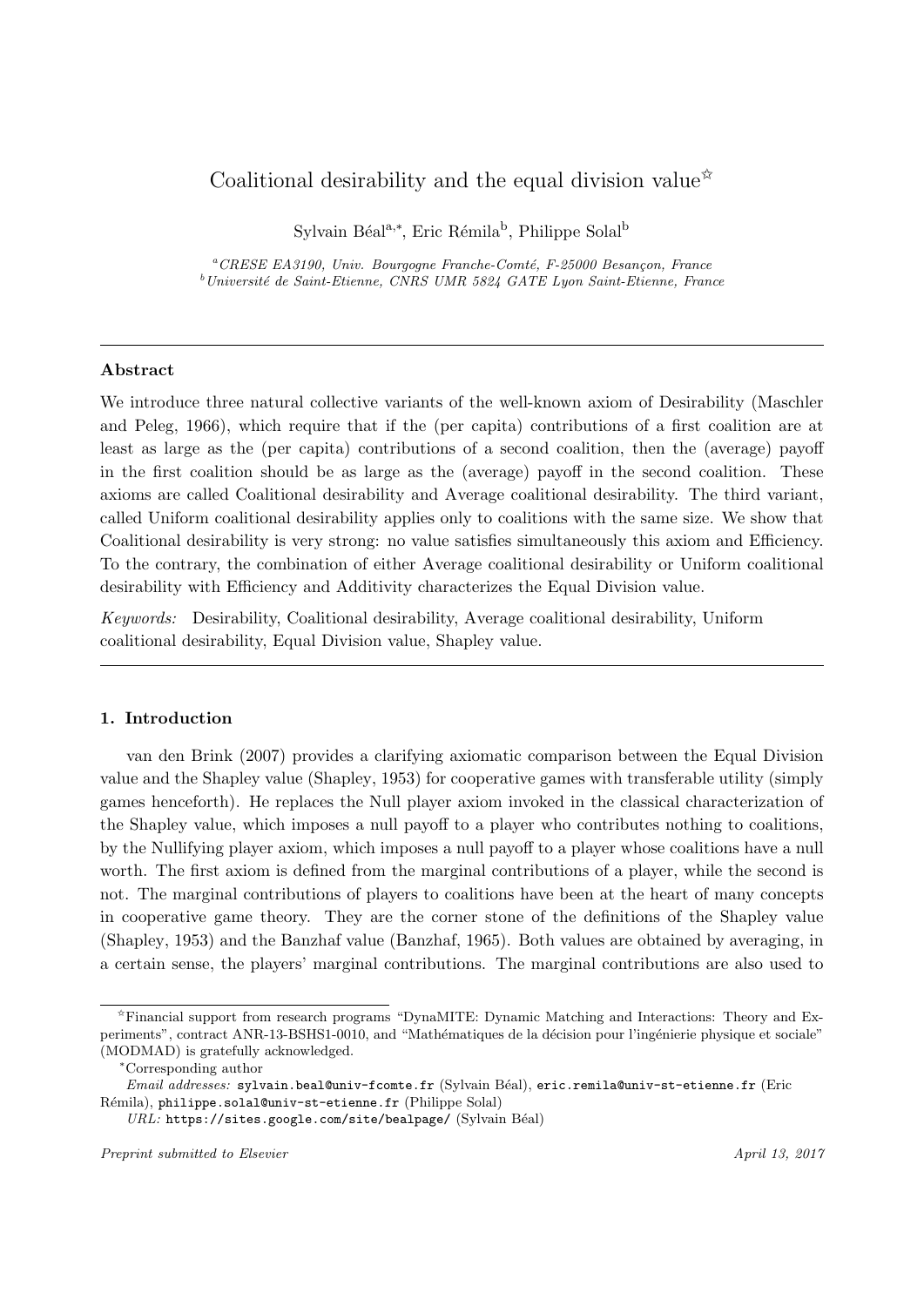# Coalitional desirability and the equal division value[☆]

Sylvain Béal[a,*], Eric Rémila[b], Philippe Solal[b]

[a] *CRESE EA3190, Univ. Bourgogne Franche-Comté, F-25000 Besançon, France*
[b] *Université de Saint-Etienne, CNRS UMR 5824 GATE Lyon Saint-Etienne, France*

---

### Abstract

We introduce three natural collective variants of the well-known axiom of Desirability (Maschler and Peleg, 1966), which require that if the (per capita) contributions of a first coalition are at least as large as the (per capita) contributions of a second coalition, then the (average) payoff in the first coalition should be as large as the (average) payoff in the second coalition. These axioms are called Coalitional desirability and Average coalitional desirability. The third variant, called Uniform coalitional desirability applies only to coalitions with the same size. We show that Coalitional desirability is very strong: no value satisfies simultaneously this axiom and Efficiency. To the contrary, the combination of either Average coalitional desirability or Uniform coalitional desirability with Efficiency and Additivity characterizes the Equal Division value.

*Keywords:* Desirability, Coalitional desirability, Average coalitional desirability, Uniform coalitional desirability, Equal Division value, Shapley value.

---

## 1. Introduction

van den Brink (2007) provides a clarifying axiomatic comparison between the Equal Division value and the Shapley value (Shapley, 1953) for cooperative games with transferable utility (simply games henceforth). He replaces the Null player axiom invoked in the classical characterization of the Shapley value, which imposes a null payoff to a player who contributes nothing to coalitions, by the Nullifying player axiom, which imposes a null payoff to a player whose coalitions have a null worth. The first axiom is defined from the marginal contributions of a player, while the second is not. The marginal contributions of players to coalitions have been at the heart of many concepts in cooperative game theory. They are the corner stone of the definitions of the Shapley value (Shapley, 1953) and the Banzhaf value (Banzhaf, 1965). Both values are obtained by averaging, in a certain sense, the players' marginal contributions. The marginal contributions are also used to

---

[☆] Financial support from research programs "DynaMITE: Dynamic Matching and Interactions: Theory and Experiments", contract ANR-13-BSHS1-0010, and "Mathématiques de la décision pour l'ingénierie physique et sociale" (MODMAD) is gratefully acknowledged.

[*] Corresponding author

*Email addresses:* sylvain.beal@univ-fcomte.fr (Sylvain Béal), eric.remila@univ-st-etienne.fr (Eric Rémila), philippe.solal@univ-st-etienne.fr (Philippe Solal)

*URL:* https://sites.google.com/site/bealpage/ (Sylvain Béal)

*Preprint submitted to Elsevier* *April 13, 2017*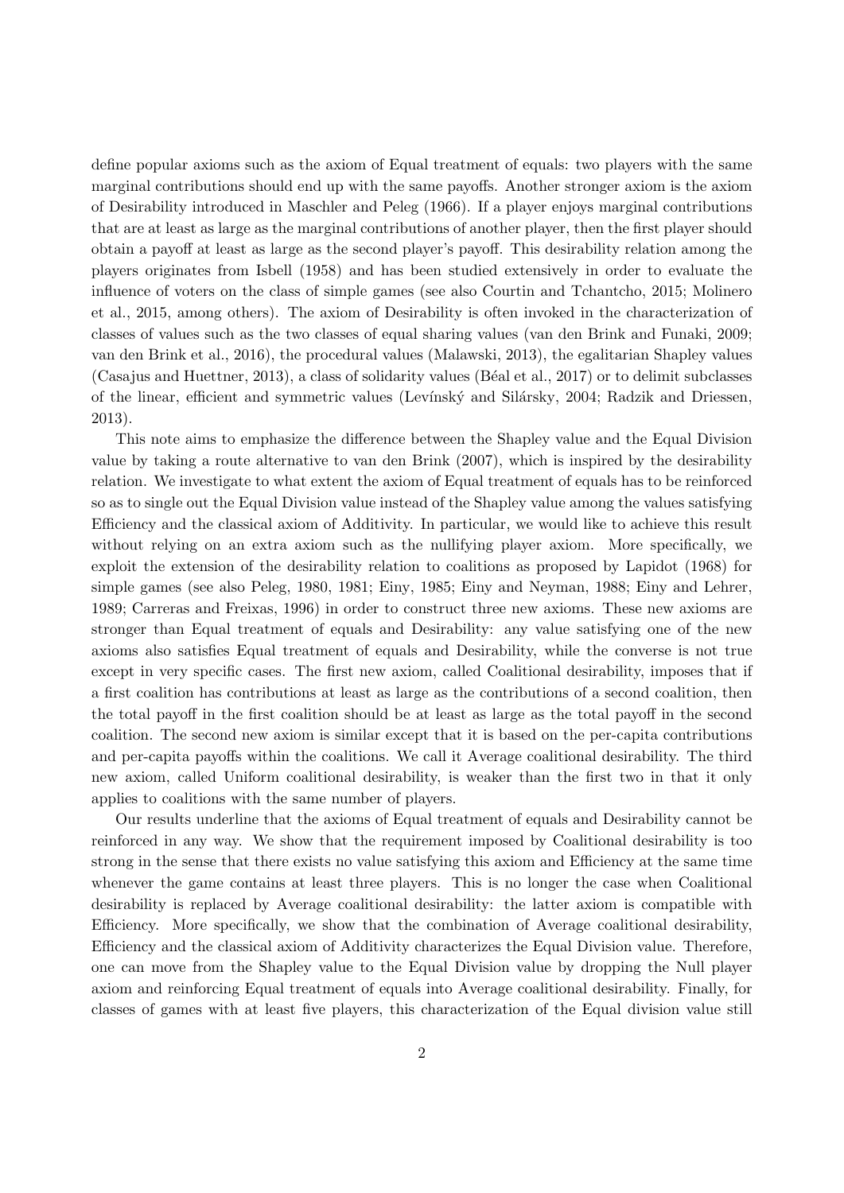define popular axioms such as the axiom of Equal treatment of equals: two players with the same marginal contributions should end up with the same payoffs. Another stronger axiom is the axiom of Desirability introduced in Maschler and Peleg (1966). If a player enjoys marginal contributions that are at least as large as the marginal contributions of another player, then the first player should obtain a payoff at least as large as the second player's payoff. This desirability relation among the players originates from Isbell (1958) and has been studied extensively in order to evaluate the influence of voters on the class of simple games (see also Courtin and Tchantcho, 2015; Molinero et al., 2015, among others). The axiom of Desirability is often invoked in the characterization of classes of values such as the two classes of equal sharing values (van den Brink and Funaki, 2009; van den Brink et al., 2016), the procedural values (Malawski, 2013), the egalitarian Shapley values (Casajus and Huettner, 2013), a class of solidarity values (Béal et al., 2017) or to delimit subclasses of the linear, efficient and symmetric values (Levínský and Silársky, 2004; Radzik and Driessen, 2013).

This note aims to emphasize the difference between the Shapley value and the Equal Division value by taking a route alternative to van den Brink (2007), which is inspired by the desirability relation. We investigate to what extent the axiom of Equal treatment of equals has to be reinforced so as to single out the Equal Division value instead of the Shapley value among the values satisfying Efficiency and the classical axiom of Additivity. In particular, we would like to achieve this result without relying on an extra axiom such as the nullifying player axiom. More specifically, we exploit the extension of the desirability relation to coalitions as proposed by Lapidot (1968) for simple games (see also Peleg, 1980, 1981; Einy, 1985; Einy and Neyman, 1988; Einy and Lehrer, 1989; Carreras and Freixas, 1996) in order to construct three new axioms. These new axioms are stronger than Equal treatment of equals and Desirability: any value satisfying one of the new axioms also satisfies Equal treatment of equals and Desirability, while the converse is not true except in very specific cases. The first new axiom, called Coalitional desirability, imposes that if a first coalition has contributions at least as large as the contributions of a second coalition, then the total payoff in the first coalition should be at least as large as the total payoff in the second coalition. The second new axiom is similar except that it is based on the per-capita contributions and per-capita payoffs within the coalitions. We call it Average coalitional desirability. The third new axiom, called Uniform coalitional desirability, is weaker than the first two in that it only applies to coalitions with the same number of players.

Our results underline that the axioms of Equal treatment of equals and Desirability cannot be reinforced in any way. We show that the requirement imposed by Coalitional desirability is too strong in the sense that there exists no value satisfying this axiom and Efficiency at the same time whenever the game contains at least three players. This is no longer the case when Coalitional desirability is replaced by Average coalitional desirability: the latter axiom is compatible with Efficiency. More specifically, we show that the combination of Average coalitional desirability, Efficiency and the classical axiom of Additivity characterizes the Equal Division value. Therefore, one can move from the Shapley value to the Equal Division value by dropping the Null player axiom and reinforcing Equal treatment of equals into Average coalitional desirability. Finally, for classes of games with at least five players, this characterization of the Equal division value still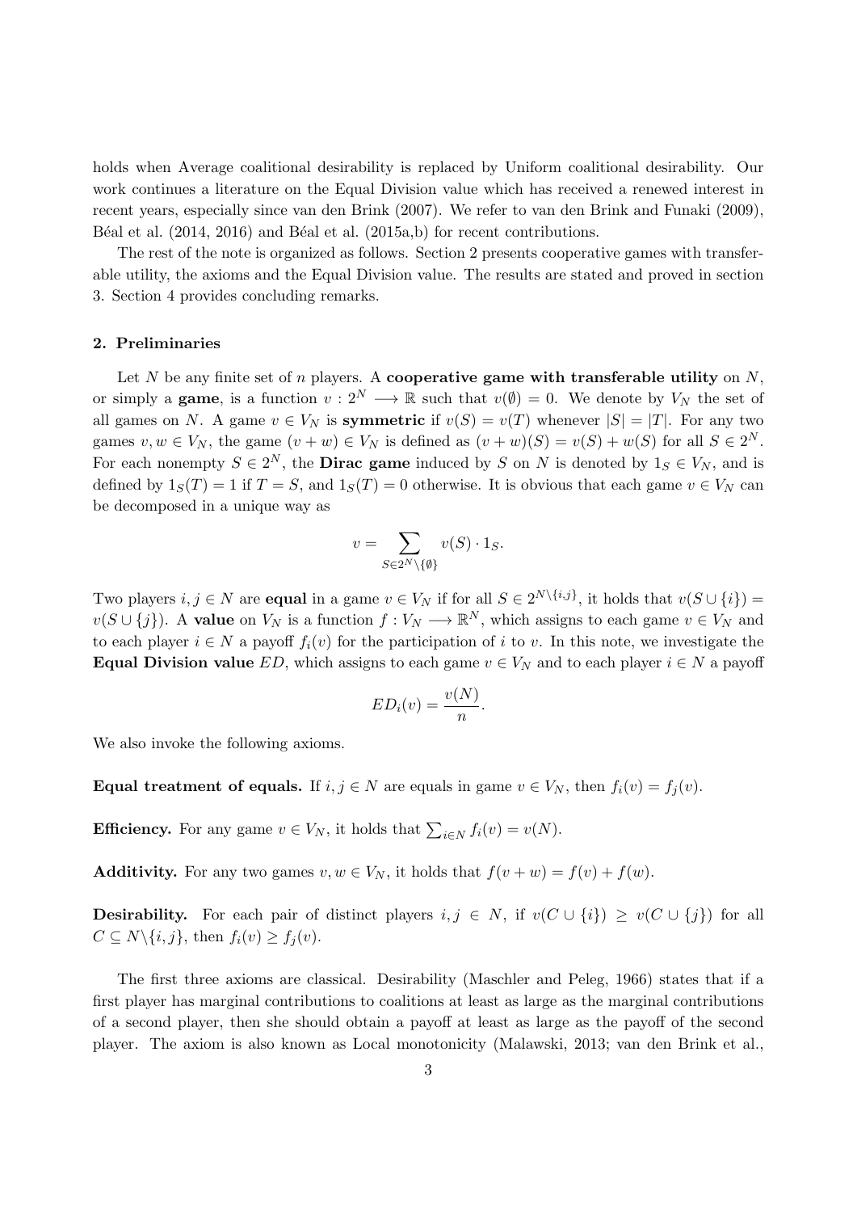holds when Average coalitional desirability is replaced by Uniform coalitional desirability. Our work continues a literature on the Equal Division value which has received a renewed interest in recent years, especially since van den Brink (2007). We refer to van den Brink and Funaki (2009), Béal et al. (2014, 2016) and Béal et al. (2015a,b) for recent contributions.

The rest of the note is organized as follows. Section 2 presents cooperative games with transferable utility, the axioms and the Equal Division value. The results are stated and proved in section 3. Section 4 provides concluding remarks.

## 2. Preliminaries

Let $N$ be any finite set of $n$ players. A **cooperative game with transferable utility** on $N$, or simply a **game**, is a function $v : 2^N \longrightarrow \mathbb{R}$ such that $v(\emptyset) = 0$. We denote by $V_N$ the set of all games on $N$. A game $v \in V_N$ is **symmetric** if $v(S) = v(T)$ whenever $|S| = |T|$. For any two games $v, w \in V_N$, the game $(v + w) \in V_N$ is defined as $(v + w)(S) = v(S) + w(S)$ for all $S \in 2^N$. For each nonempty $S \in 2^N$, the **Dirac game** induced by $S$ on $N$ is denoted by $1_S \in V_N$, and is defined by $1_S(T) = 1$ if $T = S$, and $1_S(T) = 0$ otherwise. It is obvious that each game $v \in V_N$ can be decomposed in a unique way as

$$v = \sum_{S \in 2^N \backslash \{\emptyset\}} v(S) \cdot 1_S.$$

Two players $i, j \in N$ are **equal** in a game $v \in V_N$ if for all $S \in 2^{N \backslash \{i,j\}}$, it holds that $v(S \cup \{i\}) = v(S \cup \{j\})$. A **value** on $V_N$ is a function $f : V_N \longrightarrow \mathbb{R}^N$, which assigns to each game $v \in V_N$ and to each player $i \in N$ a payoff $f_i(v)$ for the participation of $i$ to $v$. In this note, we investigate the **Equal Division value** $ED$, which assigns to each game $v \in V_N$ and to each player $i \in N$ a payoff

$$ED_i(v) = \frac{v(N)}{n}.$$

We also invoke the following axioms.

**Equal treatment of equals.** If $i, j \in N$ are equals in game $v \in V_N$, then $f_i(v) = f_j(v)$.

**Efficiency.** For any game $v \in V_N$, it holds that $\sum_{i \in N} f_i(v) = v(N)$.

**Additivity.** For any two games $v, w \in V_N$, it holds that $f(v + w) = f(v) + f(w)$.

**Desirability.** For each pair of distinct players $i, j \in N$, if $v(C \cup \{i\}) \geq v(C \cup \{j\})$ for all $C \subseteq N \backslash \{i, j\}$, then $f_i(v) \geq f_j(v)$.

The first three axioms are classical. Desirability (Maschler and Peleg, 1966) states that if a first player has marginal contributions to coalitions at least as large as the marginal contributions of a second player, then she should obtain a payoff at least as large as the payoff of the second player. The axiom is also known as Local monotonicity (Malawski, 2013; van den Brink et al.,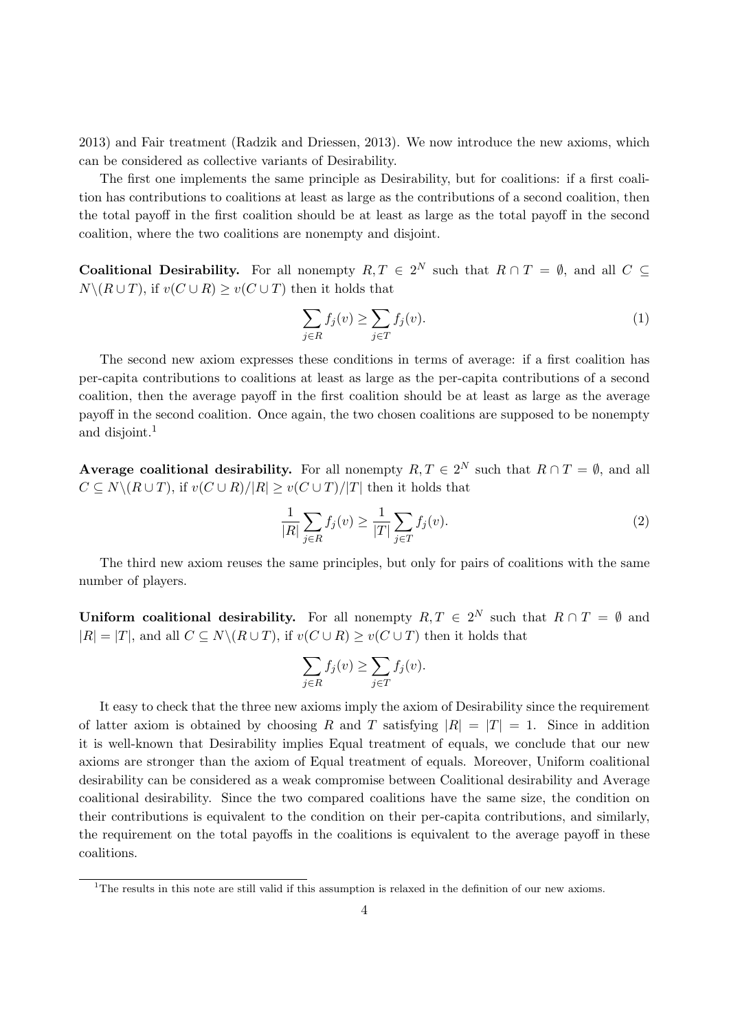2013) and Fair treatment (Radzik and Driessen, 2013). We now introduce the new axioms, which can be considered as collective variants of Desirability.

The first one implements the same principle as Desirability, but for coalitions: if a first coalition has contributions to coalitions at least as large as the contributions of a second coalition, then the total payoff in the first coalition should be at least as large as the total payoff in the second coalition, where the two coalitions are nonempty and disjoint.

**Coalitional Desirability.** For all nonempty $R, T \in 2^N$ such that $R \cap T = \emptyset$, and all $C \subseteq N \backslash (R \cup T)$, if $v(C \cup R) \geq v(C \cup T)$ then it holds that

$$\sum_{j \in R} f_j(v) \geq \sum_{j \in T} f_j(v). \tag{1}$$

The second new axiom expresses these conditions in terms of average: if a first coalition has per-capita contributions to coalitions at least as large as the per-capita contributions of a second coalition, then the average payoff in the first coalition should be at least as large as the average payoff in the second coalition. Once again, the two chosen coalitions are supposed to be nonempty and disjoint.[1]

**Average coalitional desirability.** For all nonempty $R, T \in 2^N$ such that $R \cap T = \emptyset$, and all $C \subseteq N \backslash (R \cup T)$, if $v(C \cup R)/|R| \geq v(C \cup T)/|T|$ then it holds that

$$\frac{1}{|R|} \sum_{j \in R} f_j(v) \geq \frac{1}{|T|} \sum_{j \in T} f_j(v). \tag{2}$$

The third new axiom reuses the same principles, but only for pairs of coalitions with the same number of players.

**Uniform coalitional desirability.** For all nonempty $R, T \in 2^N$ such that $R \cap T = \emptyset$ and $|R| = |T|$, and all $C \subseteq N \backslash (R \cup T)$, if $v(C \cup R) \geq v(C \cup T)$ then it holds that

$$\sum_{j \in R} f_j(v) \geq \sum_{j \in T} f_j(v).$$

It easy to check that the three new axioms imply the axiom of Desirability since the requirement of latter axiom is obtained by choosing $R$ and $T$ satisfying $|R| = |T| = 1$. Since in addition it is well-known that Desirability implies Equal treatment of equals, we conclude that our new axioms are stronger than the axiom of Equal treatment of equals. Moreover, Uniform coalitional desirability can be considered as a weak compromise between Coalitional desirability and Average coalitional desirability. Since the two compared coalitions have the same size, the condition on their contributions is equivalent to the condition on their per-capita contributions, and similarly, the requirement on the total payoffs in the coalitions is equivalent to the average payoff in these coalitions.

[1] The results in this note are still valid if this assumption is relaxed in the definition of our new axioms.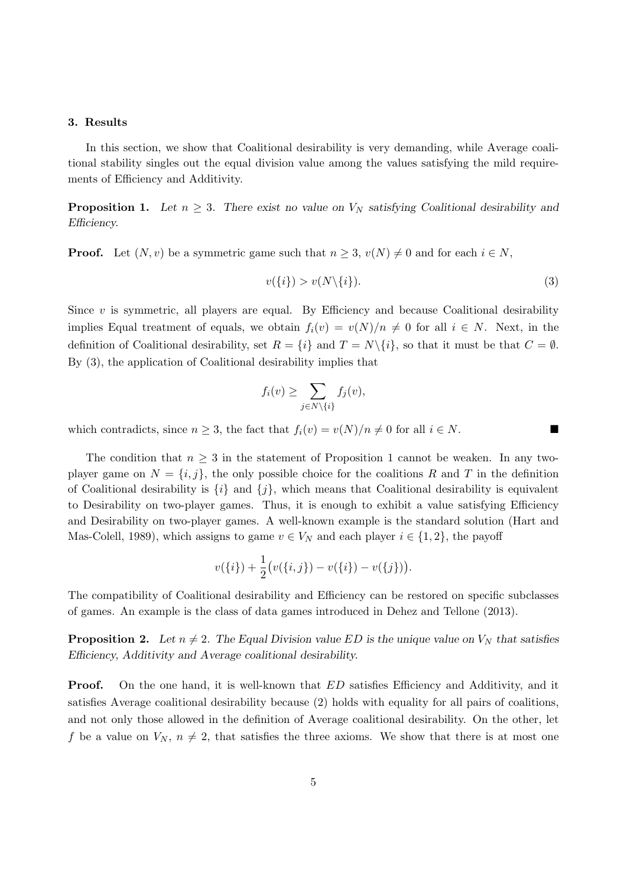### 3. Results

In this section, we show that Coalitional desirability is very demanding, while Average coalitional stability singles out the equal division value among the values satisfying the mild requirements of Efficiency and Additivity.

**Proposition 1.** *Let $n \geq 3$. There exist no value on $V_N$ satisfying Coalitional desirability and Efficiency.*

**Proof.** Let $(N, v)$ be a symmetric game such that $n \geq 3$, $v(N) \neq 0$ and for each $i \in N$,

$$v(\{i\}) > v(N\backslash\{i\}). \tag{3}$$

Since $v$ is symmetric, all players are equal. By Efficiency and because Coalitional desirability implies Equal treatment of equals, we obtain $f_i(v) = v(N)/n \neq 0$ for all $i \in N$. Next, in the definition of Coalitional desirability, set $R = \{i\}$ and $T = N\backslash\{i\}$, so that it must be that $C = \emptyset$. By (3), the application of Coalitional desirability implies that

$$f_i(v) \geq \sum_{j \in N\backslash\{i\}} f_j(v),$$

which contradicts, since $n \geq 3$, the fact that $f_i(v) = v(N)/n \neq 0$ for all $i \in N$. ■

The condition that $n \geq 3$ in the statement of Proposition 1 cannot be weaken. In any two-player game on $N = \{i, j\}$, the only possible choice for the coalitions $R$ and $T$ in the definition of Coalitional desirability is $\{i\}$ and $\{j\}$, which means that Coalitional desirability is equivalent to Desirability on two-player games. Thus, it is enough to exhibit a value satisfying Efficiency and Desirability on two-player games. A well-known example is the standard solution (Hart and Mas-Colell, 1989), which assigns to game $v \in V_N$ and each player $i \in \{1, 2\}$, the payoff

$$v(\{i\}) + \frac{1}{2}\big(v(\{i, j\}) - v(\{i\}) - v(\{j\})\big).$$

The compatibility of Coalitional desirability and Efficiency can be restored on specific subclasses of games. An example is the class of data games introduced in Dehez and Tellone (2013).

**Proposition 2.** *Let $n \neq 2$. The Equal Division value $ED$ is the unique value on $V_N$ that satisfies Efficiency, Additivity and Average coalitional desirability.*

**Proof.** On the one hand, it is well-known that $ED$ satisfies Efficiency and Additivity, and it satisfies Average coalitional desirability because (2) holds with equality for all pairs of coalitions, and not only those allowed in the definition of Average coalitional desirability. On the other, let $f$ be a value on $V_N$, $n \neq 2$, that satisfies the three axioms. We show that there is at most one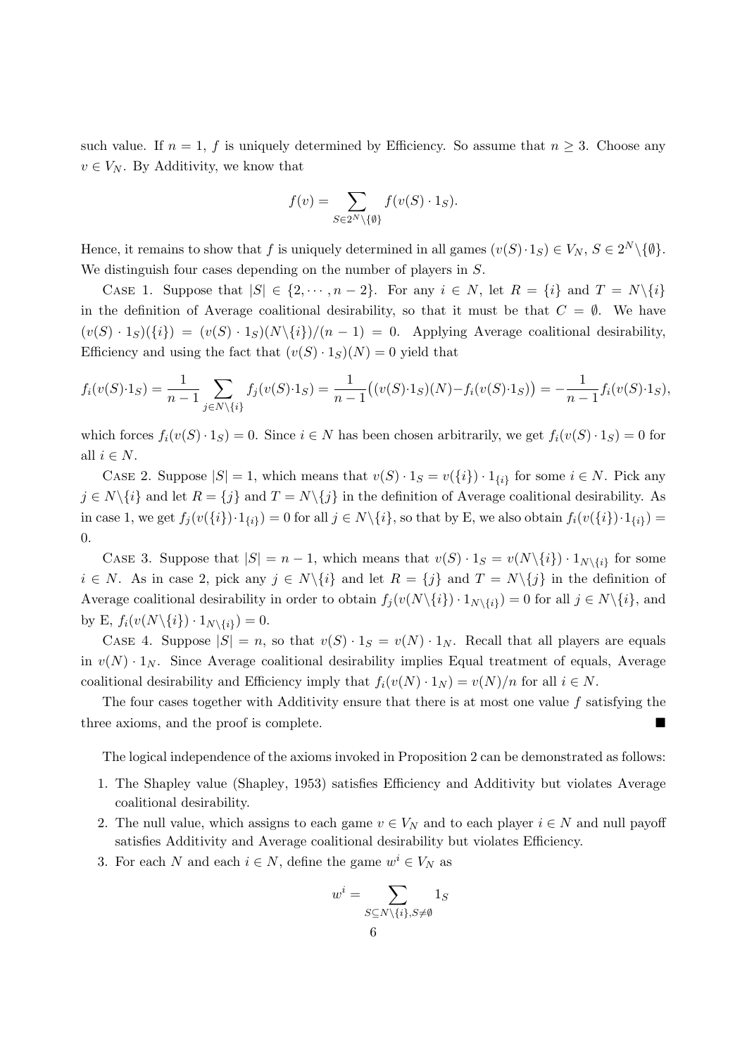such value. If $n = 1$, $f$ is uniquely determined by Efficiency. So assume that $n \geq 3$. Choose any $v \in V_N$. By Additivity, we know that

$$f(v) = \sum_{S \in 2^N \setminus \{\emptyset\}} f(v(S) \cdot 1_S).$$

Hence, it remains to show that $f$ is uniquely determined in all games $(v(S) \cdot 1_S) \in V_N$, $S \in 2^N \setminus \{\emptyset\}$. We distinguish four cases depending on the number of players in $S$.

Case 1. Suppose that $|S| \in \{2, \cdots, n-2\}$. For any $i \in N$, let $R = \{i\}$ and $T = N \setminus \{i\}$ in the definition of Average coalitional desirability, so that it must be that $C = \emptyset$. We have $(v(S) \cdot 1_S)(\{i\}) = (v(S) \cdot 1_S)(N \setminus \{i\})/(n-1) = 0$. Applying Average coalitional desirability, Efficiency and using the fact that $(v(S) \cdot 1_S)(N) = 0$ yield that

$$f_i(v(S) \cdot 1_S) = \frac{1}{n-1} \sum_{j \in N \setminus \{i\}} f_j(v(S) \cdot 1_S) = \frac{1}{n-1}\big((v(S) \cdot 1_S)(N) - f_i(v(S) \cdot 1_S)\big) = -\frac{1}{n-1} f_i(v(S) \cdot 1_S),$$

which forces $f_i(v(S) \cdot 1_S) = 0$. Since $i \in N$ has been chosen arbitrarily, we get $f_i(v(S) \cdot 1_S) = 0$ for all $i \in N$.

Case 2. Suppose $|S| = 1$, which means that $v(S) \cdot 1_S = v(\{i\}) \cdot 1_{\{i\}}$ for some $i \in N$. Pick any $j \in N \setminus \{i\}$ and let $R = \{j\}$ and $T = N \setminus \{j\}$ in the definition of Average coalitional desirability. As in case 1, we get $f_j(v(\{i\}) \cdot 1_{\{i\}}) = 0$ for all $j \in N \setminus \{i\}$, so that by E, we also obtain $f_i(v(\{i\}) \cdot 1_{\{i\}}) = 0$.

Case 3. Suppose that $|S| = n-1$, which means that $v(S) \cdot 1_S = v(N \setminus \{i\}) \cdot 1_{N \setminus \{i\}}$ for some $i \in N$. As in case 2, pick any $j \in N \setminus \{i\}$ and let $R = \{j\}$ and $T = N \setminus \{j\}$ in the definition of Average coalitional desirability in order to obtain $f_j(v(N \setminus \{i\}) \cdot 1_{N \setminus \{i\}}) = 0$ for all $j \in N \setminus \{i\}$, and by E, $f_i(v(N \setminus \{i\}) \cdot 1_{N \setminus \{i\}}) = 0$.

Case 4. Suppose $|S| = n$, so that $v(S) \cdot 1_S = v(N) \cdot 1_N$. Recall that all players are equals in $v(N) \cdot 1_N$. Since Average coalitional desirability implies Equal treatment of equals, Average coalitional desirability and Efficiency imply that $f_i(v(N) \cdot 1_N) = v(N)/n$ for all $i \in N$.

The four cases together with Additivity ensure that there is at most one value $f$ satisfying the three axioms, and the proof is complete. ■

The logical independence of the axioms invoked in Proposition 2 can be demonstrated as follows:

1. The Shapley value (Shapley, 1953) satisfies Efficiency and Additivity but violates Average coalitional desirability.
2. The null value, which assigns to each game $v \in V_N$ and to each player $i \in N$ and null payoff satisfies Additivity and Average coalitional desirability but violates Efficiency.
3. For each $N$ and each $i \in N$, define the game $w^i \in V_N$ as

$$w^i = \sum_{S \subseteq N \setminus \{i\}, S \neq \emptyset} 1_S$$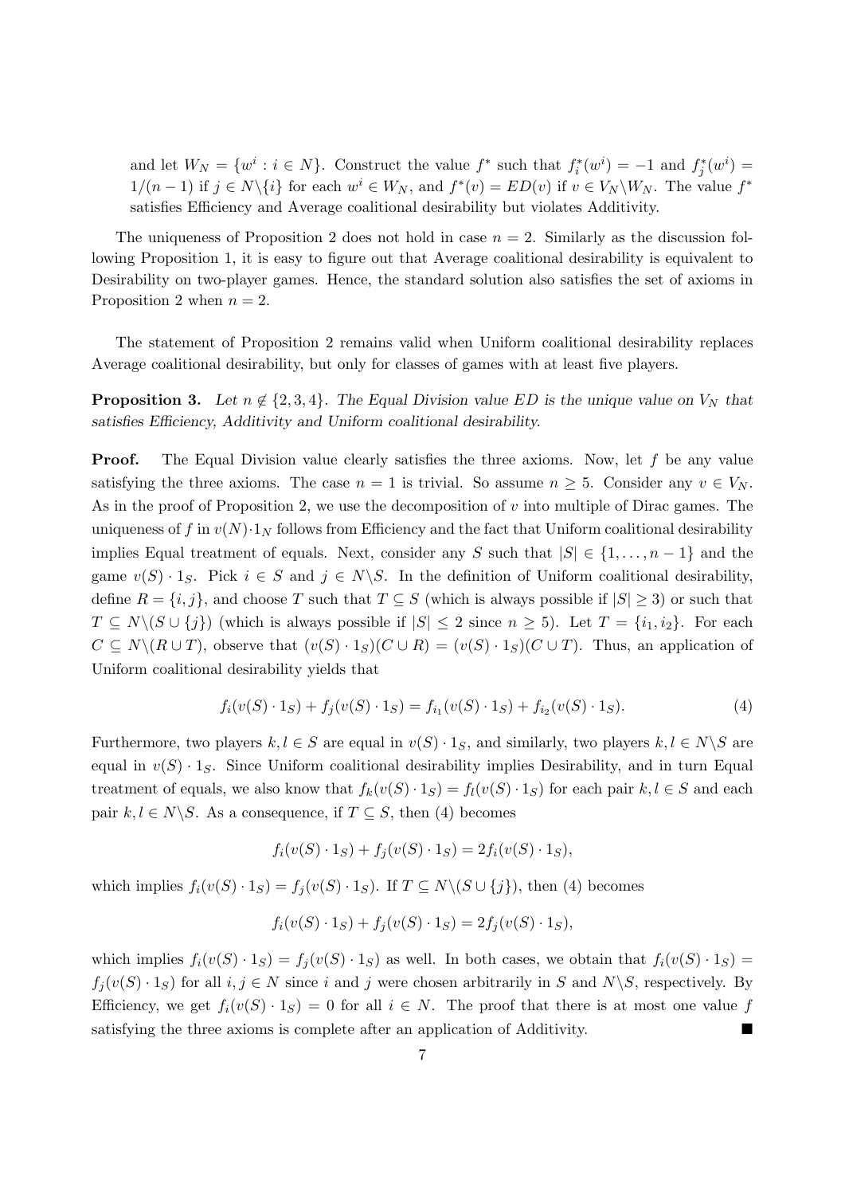and let $W_N = \{w^i : i \in N\}$. Construct the value $f^*$ such that $f_i^*(w^i) = -1$ and $f_j^*(w^i) = 1/(n-1)$ if $j \in N\backslash\{i\}$ for each $w^i \in W_N$, and $f^*(v) = ED(v)$ if $v \in V_N\backslash W_N$. The value $f^*$ satisfies Efficiency and Average coalitional desirability but violates Additivity.

The uniqueness of Proposition 2 does not hold in case $n = 2$. Similarly as the discussion following Proposition 1, it is easy to figure out that Average coalitional desirability is equivalent to Desirability on two-player games. Hence, the standard solution also satisfies the set of axioms in Proposition 2 when $n = 2$.

The statement of Proposition 2 remains valid when Uniform coalitional desirability replaces Average coalitional desirability, but only for classes of games with at least five players.

**Proposition 3.** *Let $n \notin \{2, 3, 4\}$. The Equal Division value $ED$ is the unique value on $V_N$ that satisfies Efficiency, Additivity and Uniform coalitional desirability.*

**Proof.** The Equal Division value clearly satisfies the three axioms. Now, let $f$ be any value satisfying the three axioms. The case $n = 1$ is trivial. So assume $n \geq 5$. Consider any $v \in V_N$. As in the proof of Proposition 2, we use the decomposition of $v$ into multiple of Dirac games. The uniqueness of $f$ in $v(N)\cdot 1_N$ follows from Efficiency and the fact that Uniform coalitional desirability implies Equal treatment of equals. Next, consider any $S$ such that $|S| \in \{1, \ldots, n-1\}$ and the game $v(S) \cdot 1_S$. Pick $i \in S$ and $j \in N\backslash S$. In the definition of Uniform coalitional desirability, define $R = \{i, j\}$, and choose $T$ such that $T \subseteq S$ (which is always possible if $|S| \geq 3$) or such that $T \subseteq N\backslash(S \cup \{j\})$ (which is always possible if $|S| \leq 2$ since $n \geq 5$). Let $T = \{i_1, i_2\}$. For each $C \subseteq N\backslash(R \cup T)$, observe that $(v(S) \cdot 1_S)(C \cup R) = (v(S) \cdot 1_S)(C \cup T)$. Thus, an application of Uniform coalitional desirability yields that

$$f_i(v(S) \cdot 1_S) + f_j(v(S) \cdot 1_S) = f_{i_1}(v(S) \cdot 1_S) + f_{i_2}(v(S) \cdot 1_S). \tag{4}$$

Furthermore, two players $k, l \in S$ are equal in $v(S) \cdot 1_S$, and similarly, two players $k, l \in N\backslash S$ are equal in $v(S) \cdot 1_S$. Since Uniform coalitional desirability implies Desirability, and in turn Equal treatment of equals, we also know that $f_k(v(S) \cdot 1_S) = f_l(v(S) \cdot 1_S)$ for each pair $k, l \in S$ and each pair $k, l \in N\backslash S$. As a consequence, if $T \subseteq S$, then (4) becomes

$$f_i(v(S) \cdot 1_S) + f_j(v(S) \cdot 1_S) = 2f_i(v(S) \cdot 1_S),$$

which implies $f_i(v(S) \cdot 1_S) = f_j(v(S) \cdot 1_S)$. If $T \subseteq N\backslash(S \cup \{j\})$, then (4) becomes

$$f_i(v(S) \cdot 1_S) + f_j(v(S) \cdot 1_S) = 2f_j(v(S) \cdot 1_S),$$

which implies $f_i(v(S) \cdot 1_S) = f_j(v(S) \cdot 1_S)$ as well. In both cases, we obtain that $f_i(v(S) \cdot 1_S) = f_j(v(S) \cdot 1_S)$ for all $i, j \in N$ since $i$ and $j$ were chosen arbitrarily in $S$ and $N\backslash S$, respectively. By Efficiency, we get $f_i(v(S) \cdot 1_S) = 0$ for all $i \in N$. The proof that there is at most one value $f$ satisfying the three axioms is complete after an application of Additivity. ■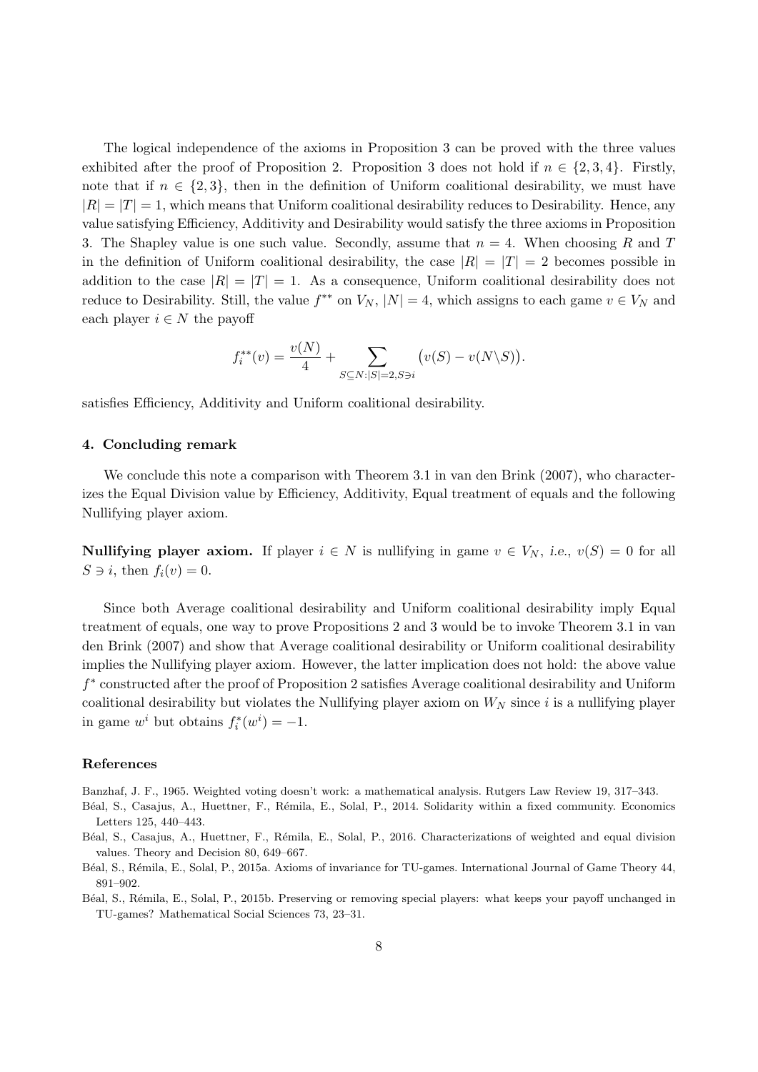The logical independence of the axioms in Proposition 3 can be proved with the three values exhibited after the proof of Proposition 2. Proposition 3 does not hold if $n \in \{2, 3, 4\}$. Firstly, note that if $n \in \{2, 3\}$, then in the definition of Uniform coalitional desirability, we must have $|R| = |T| = 1$, which means that Uniform coalitional desirability reduces to Desirability. Hence, any value satisfying Efficiency, Additivity and Desirability would satisfy the three axioms in Proposition 3. The Shapley value is one such value. Secondly, assume that $n = 4$. When choosing $R$ and $T$ in the definition of Uniform coalitional desirability, the case $|R| = |T| = 2$ becomes possible in addition to the case $|R| = |T| = 1$. As a consequence, Uniform coalitional desirability does not reduce to Desirability. Still, the value $f^{**}$ on $V_N$, $|N| = 4$, which assigns to each game $v \in V_N$ and each player $i \in N$ the payoff

$$f_i^{**}(v) = \frac{v(N)}{4} + \sum_{S \subseteq N : |S|=2, S \ni i} \big(v(S) - v(N \backslash S)\big).$$

satisfies Efficiency, Additivity and Uniform coalitional desirability.

## 4. Concluding remark

We conclude this note a comparison with Theorem 3.1 in van den Brink (2007), who characterizes the Equal Division value by Efficiency, Additivity, Equal treatment of equals and the following Nullifying player axiom.

**Nullifying player axiom.** If player $i \in N$ is nullifying in game $v \in V_N$, *i.e.*, $v(S) = 0$ for all $S \ni i$, then $f_i(v) = 0$.

Since both Average coalitional desirability and Uniform coalitional desirability imply Equal treatment of equals, one way to prove Propositions 2 and 3 would be to invoke Theorem 3.1 in van den Brink (2007) and show that Average coalitional desirability or Uniform coalitional desirability implies the Nullifying player axiom. However, the latter implication does not hold: the above value $f^*$ constructed after the proof of Proposition 2 satisfies Average coalitional desirability and Uniform coalitional desirability but violates the Nullifying player axiom on $W_N$ since $i$ is a nullifying player in game $w^i$ but obtains $f_i^*(w^i) = -1$.

## References

Banzhaf, J. F., 1965. Weighted voting doesn't work: a mathematical analysis. Rutgers Law Review 19, 317–343.

Béal, S., Casajus, A., Huettner, F., Rémila, E., Solal, P., 2014. Solidarity within a fixed community. Economics Letters 125, 440–443.

Béal, S., Casajus, A., Huettner, F., Rémila, E., Solal, P., 2016. Characterizations of weighted and equal division values. Theory and Decision 80, 649–667.

Béal, S., Rémila, E., Solal, P., 2015a. Axioms of invariance for TU-games. International Journal of Game Theory 44, 891–902.

Béal, S., Rémila, E., Solal, P., 2015b. Preserving or removing special players: what keeps your payoff unchanged in TU-games? Mathematical Social Sciences 73, 23–31.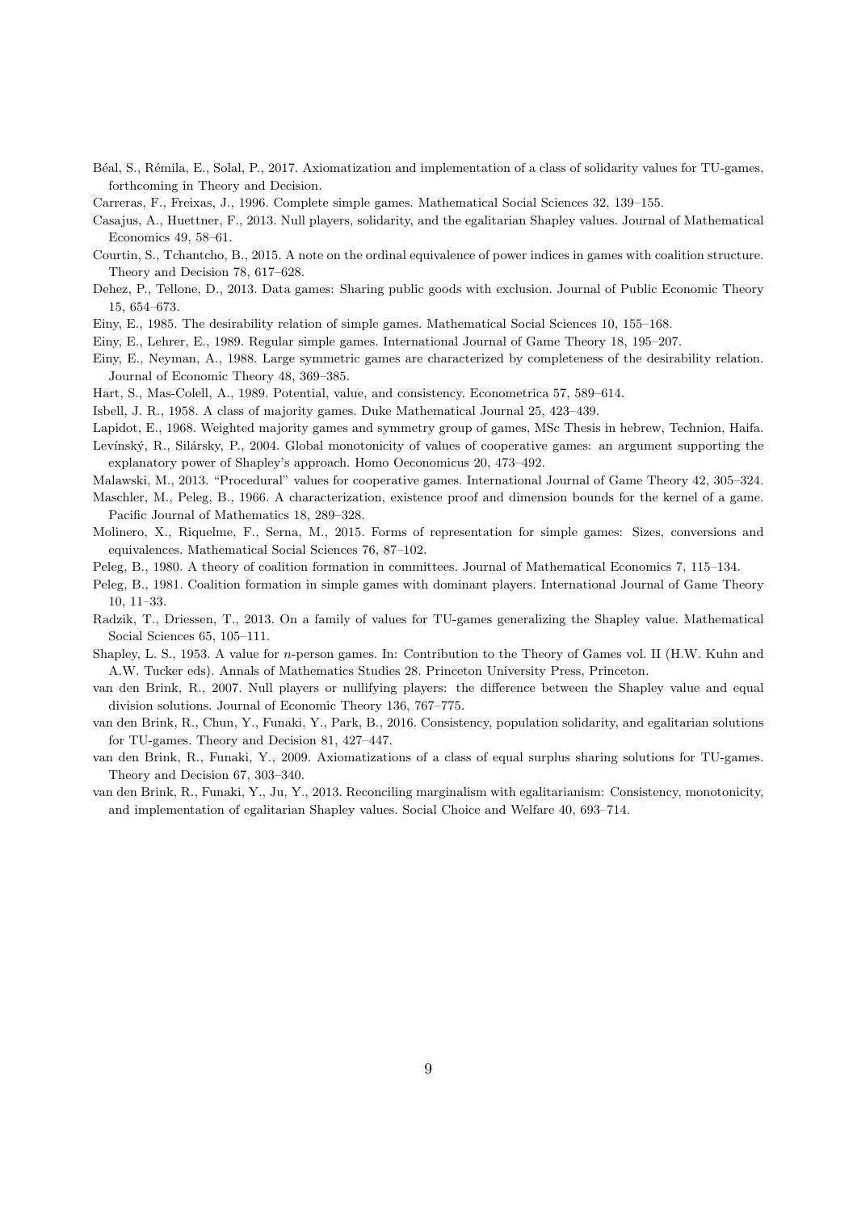Béal, S., Rémila, E., Solal, P., 2017. Axiomatization and implementation of a class of solidarity values for TU-games, forthcoming in Theory and Decision.

Carreras, F., Freixas, J., 1996. Complete simple games. Mathematical Social Sciences 32, 139–155.

Casajus, A., Huettner, F., 2013. Null players, solidarity, and the egalitarian Shapley values. Journal of Mathematical Economics 49, 58–61.

Courtin, S., Tchantcho, B., 2015. A note on the ordinal equivalence of power indices in games with coalition structure. Theory and Decision 78, 617–628.

Dehez, P., Tellone, D., 2013. Data games: Sharing public goods with exclusion. Journal of Public Economic Theory 15, 654–673.

Einy, E., 1985. The desirability relation of simple games. Mathematical Social Sciences 10, 155–168.

Einy, E., Lehrer, E., 1989. Regular simple games. International Journal of Game Theory 18, 195–207.

Einy, E., Neyman, A., 1988. Large symmetric games are characterized by completeness of the desirability relation. Journal of Economic Theory 48, 369–385.

Hart, S., Mas-Colell, A., 1989. Potential, value, and consistency. Econometrica 57, 589–614.

Isbell, J. R., 1958. A class of majority games. Duke Mathematical Journal 25, 423–439.

Lapidot, E., 1968. Weighted majority games and symmetry group of games, MSc Thesis in hebrew, Technion, Haifa.

Levínský, R., Silársky, P., 2004. Global monotonicity of values of cooperative games: an argument supporting the explanatory power of Shapley's approach. Homo Oeconomicus 20, 473–492.

Malawski, M., 2013. "Procedural" values for cooperative games. International Journal of Game Theory 42, 305–324.

Maschler, M., Peleg, B., 1966. A characterization, existence proof and dimension bounds for the kernel of a game. Pacific Journal of Mathematics 18, 289–328.

Molinero, X., Riquelme, F., Serna, M., 2015. Forms of representation for simple games: Sizes, conversions and equivalences. Mathematical Social Sciences 76, 87–102.

Peleg, B., 1980. A theory of coalition formation in committees. Journal of Mathematical Economics 7, 115–134.

Peleg, B., 1981. Coalition formation in simple games with dominant players. International Journal of Game Theory 10, 11–33.

Radzik, T., Driessen, T., 2013. On a family of values for TU-games generalizing the Shapley value. Mathematical Social Sciences 65, 105–111.

Shapley, L. S., 1953. A value for $n$-person games. In: Contribution to the Theory of Games vol. II (H.W. Kuhn and A.W. Tucker eds). Annals of Mathematics Studies 28. Princeton University Press, Princeton.

van den Brink, R., 2007. Null players or nullifying players: the difference between the Shapley value and equal division solutions. Journal of Economic Theory 136, 767–775.

van den Brink, R., Chun, Y., Funaki, Y., Park, B., 2016. Consistency, population solidarity, and egalitarian solutions for TU-games. Theory and Decision 81, 427–447.

van den Brink, R., Funaki, Y., 2009. Axiomatizations of a class of equal surplus sharing solutions for TU-games. Theory and Decision 67, 303–340.

van den Brink, R., Funaki, Y., Ju, Y., 2013. Reconciling marginalism with egalitarianism: Consistency, monotonicity, and implementation of egalitarian Shapley values. Social Choice and Welfare 40, 693–714.